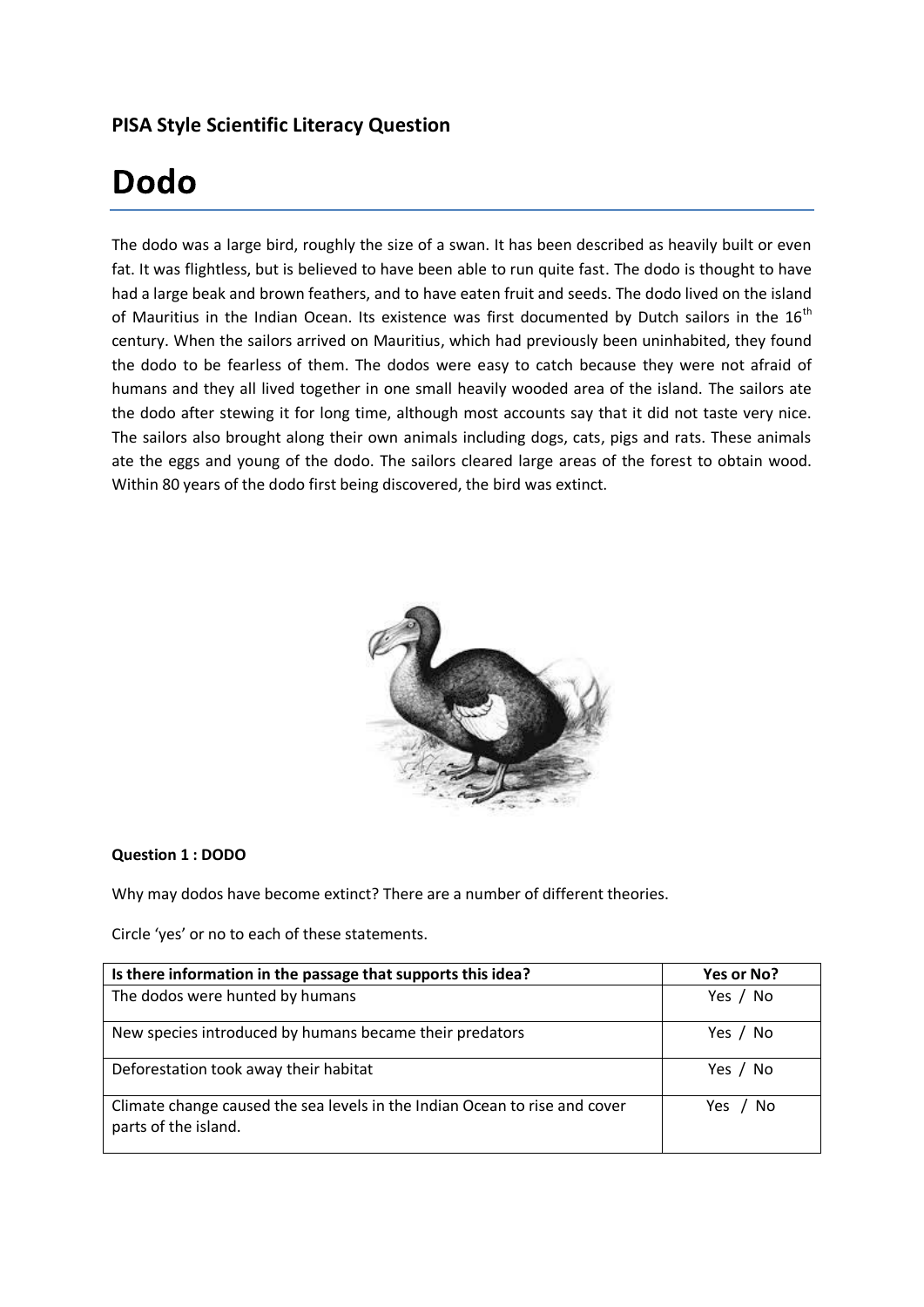**PISA Style Scientific Literacy Question**

# Dodo

The dodo was a large bird, roughly the size of a swan. It has been described as heavily built or even fat. It was flightless, but is believed to have been able to run quite fast. The dodo is thought to have had a large beak and brown feathers, and to have eaten fruit and seeds. The dodo lived on the island of Mauritius in the Indian Ocean. Its existence was first documented by Dutch sailors in the 16$^{th}$ century. When the sailors arrived on Mauritius, which had previously been uninhabited, they found the dodo to be fearless of them. The dodos were easy to catch because they were not afraid of humans and they all lived together in one small heavily wooded area of the island. The sailors ate the dodo after stewing it for long time, although most accounts say that it did not taste very nice. The sailors also brought along their own animals including dogs, cats, pigs and rats. These animals ate the eggs and young of the dodo. The sailors cleared large areas of the forest to obtain wood. Within 80 years of the dodo first being discovered, the bird was extinct.

**Question 1 : DODO**

Why may dodos have become extinct? There are a number of different theories.

Circle 'yes' or no to each of these statements.

| Is there information in the passage that supports this idea? | Yes or No? |
| --- | --- |
| The dodos were hunted by humans | Yes / No |
| New species introduced by humans became their predators | Yes / No |
| Deforestation took away their habitat | Yes / No |
| Climate change caused the sea levels in the Indian Ocean to rise and cover parts of the island. | Yes / No |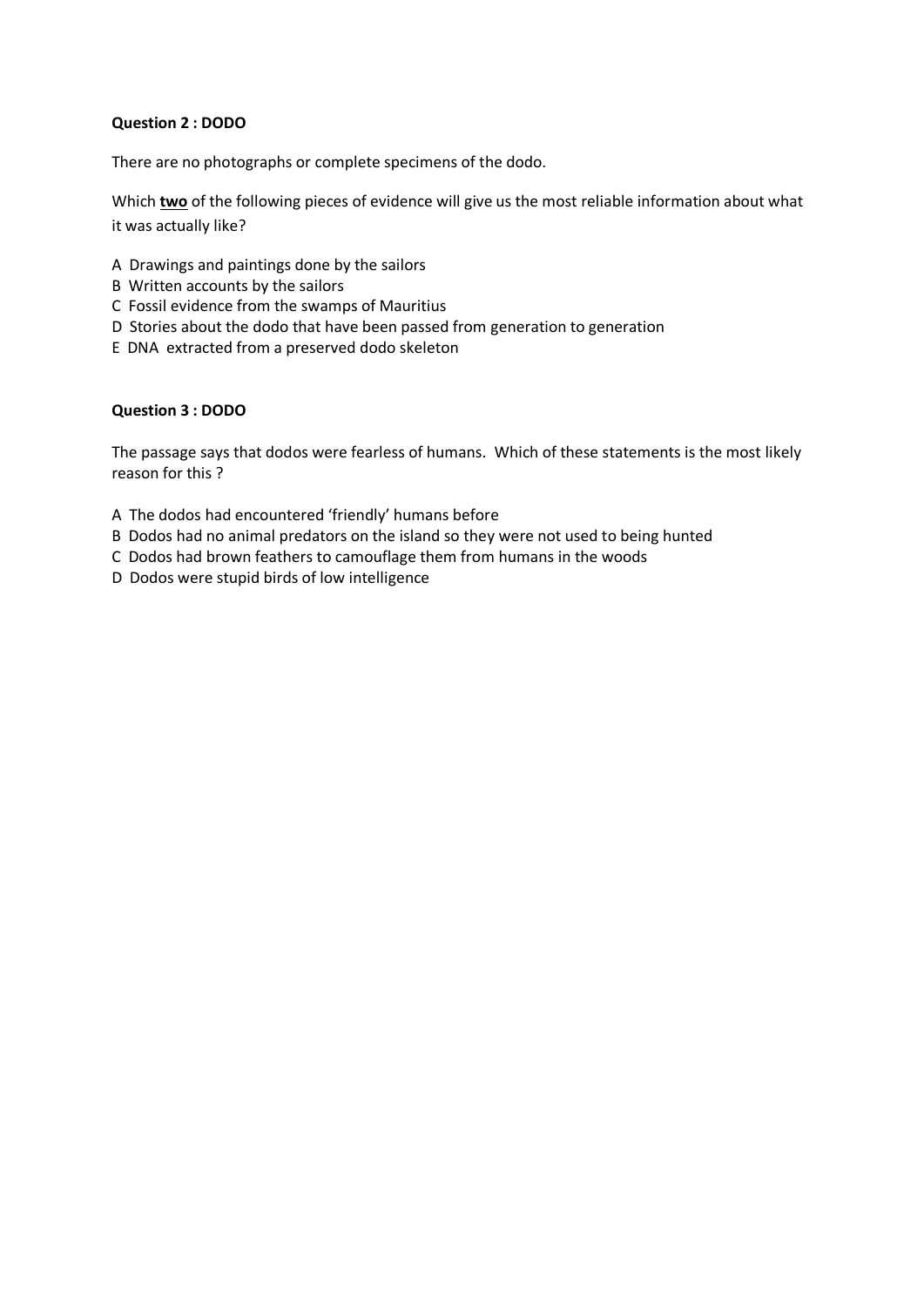**Question 2 : DODO**

There are no photographs or complete specimens of the dodo.

Which **two** of the following pieces of evidence will give us the most reliable information about what it was actually like?

A Drawings and paintings done by the sailors
B Written accounts by the sailors
C Fossil evidence from the swamps of Mauritius
D Stories about the dodo that have been passed from generation to generation
E DNA extracted from a preserved dodo skeleton

**Question 3 : DODO**

The passage says that dodos were fearless of humans. Which of these statements is the most likely reason for this ?

A The dodos had encountered 'friendly' humans before
B Dodos had no animal predators on the island so they were not used to being hunted
C Dodos had brown feathers to camouflage them from humans in the woods
D Dodos were stupid birds of low intelligence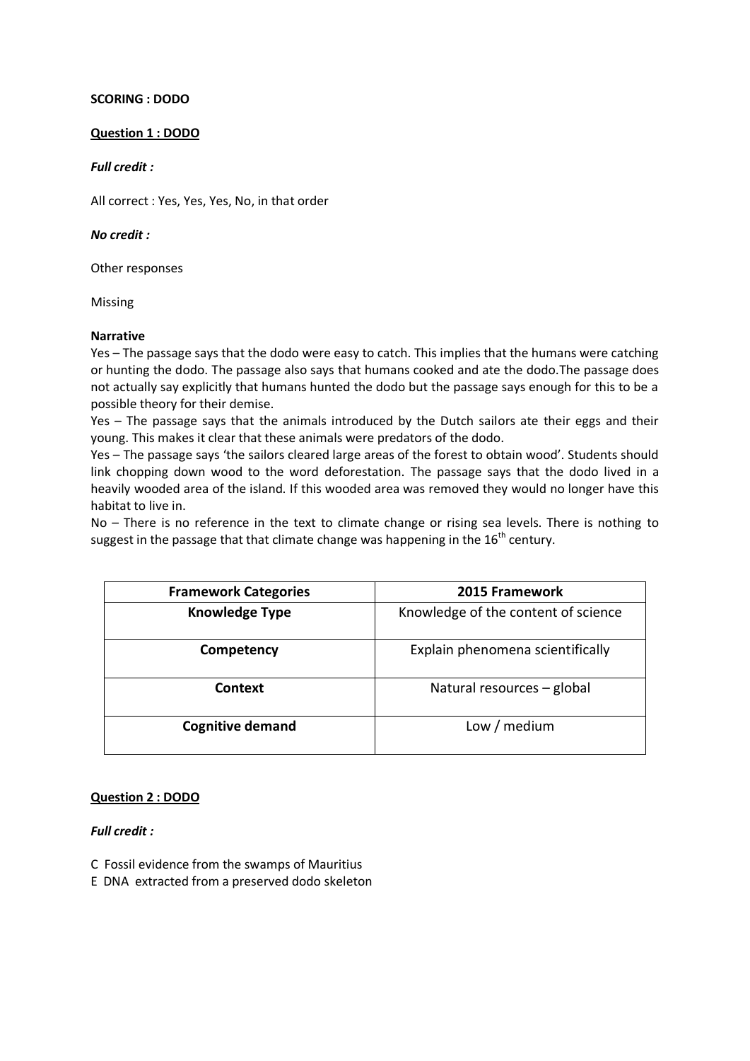**SCORING : DODO**

**Question 1 : DODO**

***Full credit :***

All correct : Yes, Yes, Yes, No, in that order

***No credit :***

Other responses

Missing

**Narrative**

Yes – The passage says that the dodo were easy to catch. This implies that the humans were catching or hunting the dodo. The passage also says that humans cooked and ate the dodo.The passage does not actually say explicitly that humans hunted the dodo but the passage says enough for this to be a possible theory for their demise.

Yes – The passage says that the animals introduced by the Dutch sailors ate their eggs and their young. This makes it clear that these animals were predators of the dodo.

Yes – The passage says 'the sailors cleared large areas of the forest to obtain wood'. Students should link chopping down wood to the word deforestation. The passage says that the dodo lived in a heavily wooded area of the island. If this wooded area was removed they would no longer have this habitat to live in.

No – There is no reference in the text to climate change or rising sea levels. There is nothing to suggest in the passage that that climate change was happening in the 16th century.

| **Framework Categories** | **2015 Framework** |
|---|---|
| **Knowledge Type** | Knowledge of the content of science |
| **Competency** | Explain phenomena scientifically |
| **Context** | Natural resources – global |
| **Cognitive demand** | Low / medium |

**Question 2 : DODO**

***Full credit :***

C Fossil evidence from the swamps of Mauritius

E DNA extracted from a preserved dodo skeleton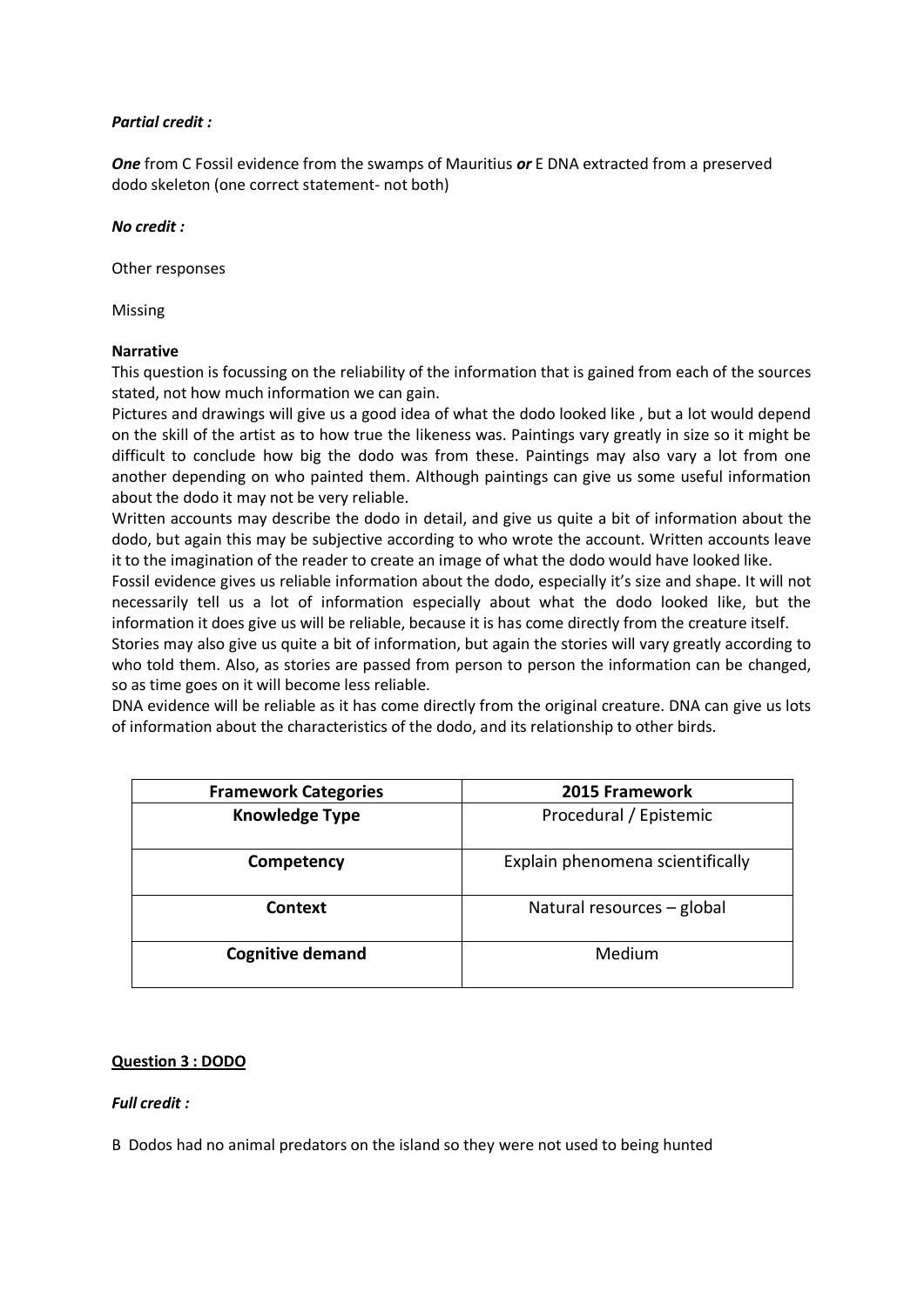***Partial credit :***

***One*** from C Fossil evidence from the swamps of Mauritius ***or*** E DNA extracted from a preserved dodo skeleton (one correct statement- not both)

***No credit :***

Other responses

Missing

**Narrative**

This question is focussing on the reliability of the information that is gained from each of the sources stated, not how much information we can gain.

Pictures and drawings will give us a good idea of what the dodo looked like , but a lot would depend on the skill of the artist as to how true the likeness was. Paintings vary greatly in size so it might be difficult to conclude how big the dodo was from these. Paintings may also vary a lot from one another depending on who painted them. Although paintings can give us some useful information about the dodo it may not be very reliable.

Written accounts may describe the dodo in detail, and give us quite a bit of information about the dodo, but again this may be subjective according to who wrote the account. Written accounts leave it to the imagination of the reader to create an image of what the dodo would have looked like.

Fossil evidence gives us reliable information about the dodo, especially it's size and shape. It will not necessarily tell us a lot of information especially about what the dodo looked like, but the information it does give us will be reliable, because it is has come directly from the creature itself.

Stories may also give us quite a bit of information, but again the stories will vary greatly according to who told them. Also, as stories are passed from person to person the information can be changed, so as time goes on it will become less reliable.

DNA evidence will be reliable as it has come directly from the original creature. DNA can give us lots of information about the characteristics of the dodo, and its relationship to other birds.

| Framework Categories | 2015 Framework |
| --- | --- |
| **Knowledge Type** | Procedural / Epistemic |
| **Competency** | Explain phenomena scientifically |
| **Context** | Natural resources – global |
| **Cognitive demand** | Medium |

## Question 3 : DODO

***Full credit :***

B Dodos had no animal predators on the island so they were not used to being hunted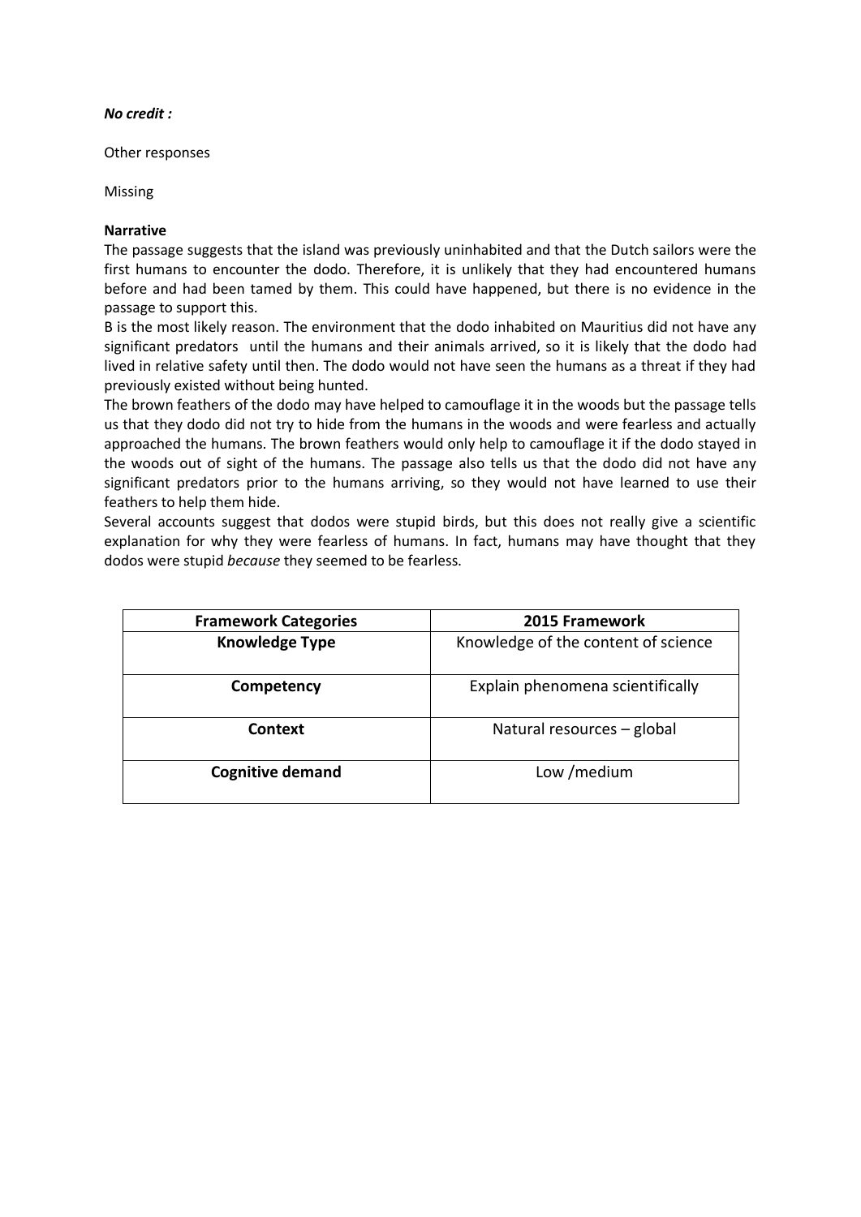***No credit :***

Other responses

Missing

**Narrative**

The passage suggests that the island was previously uninhabited and that the Dutch sailors were the first humans to encounter the dodo. Therefore, it is unlikely that they had encountered humans before and had been tamed by them. This could have happened, but there is no evidence in the passage to support this.

B is the most likely reason. The environment that the dodo inhabited on Mauritius did not have any significant predators until the humans and their animals arrived, so it is likely that the dodo had lived in relative safety until then. The dodo would not have seen the humans as a threat if they had previously existed without being hunted.

The brown feathers of the dodo may have helped to camouflage it in the woods but the passage tells us that they dodo did not try to hide from the humans in the woods and were fearless and actually approached the humans. The brown feathers would only help to camouflage it if the dodo stayed in the woods out of sight of the humans. The passage also tells us that the dodo did not have any significant predators prior to the humans arriving, so they would not have learned to use their feathers to help them hide.

Several accounts suggest that dodos were stupid birds, but this does not really give a scientific explanation for why they were fearless of humans. In fact, humans may have thought that they dodos were stupid *because* they seemed to be fearless.

| Framework Categories | 2015 Framework |
|---|---|
| **Knowledge Type** | Knowledge of the content of science |
| **Competency** | Explain phenomena scientifically |
| **Context** | Natural resources – global |
| **Cognitive demand** | Low /medium |